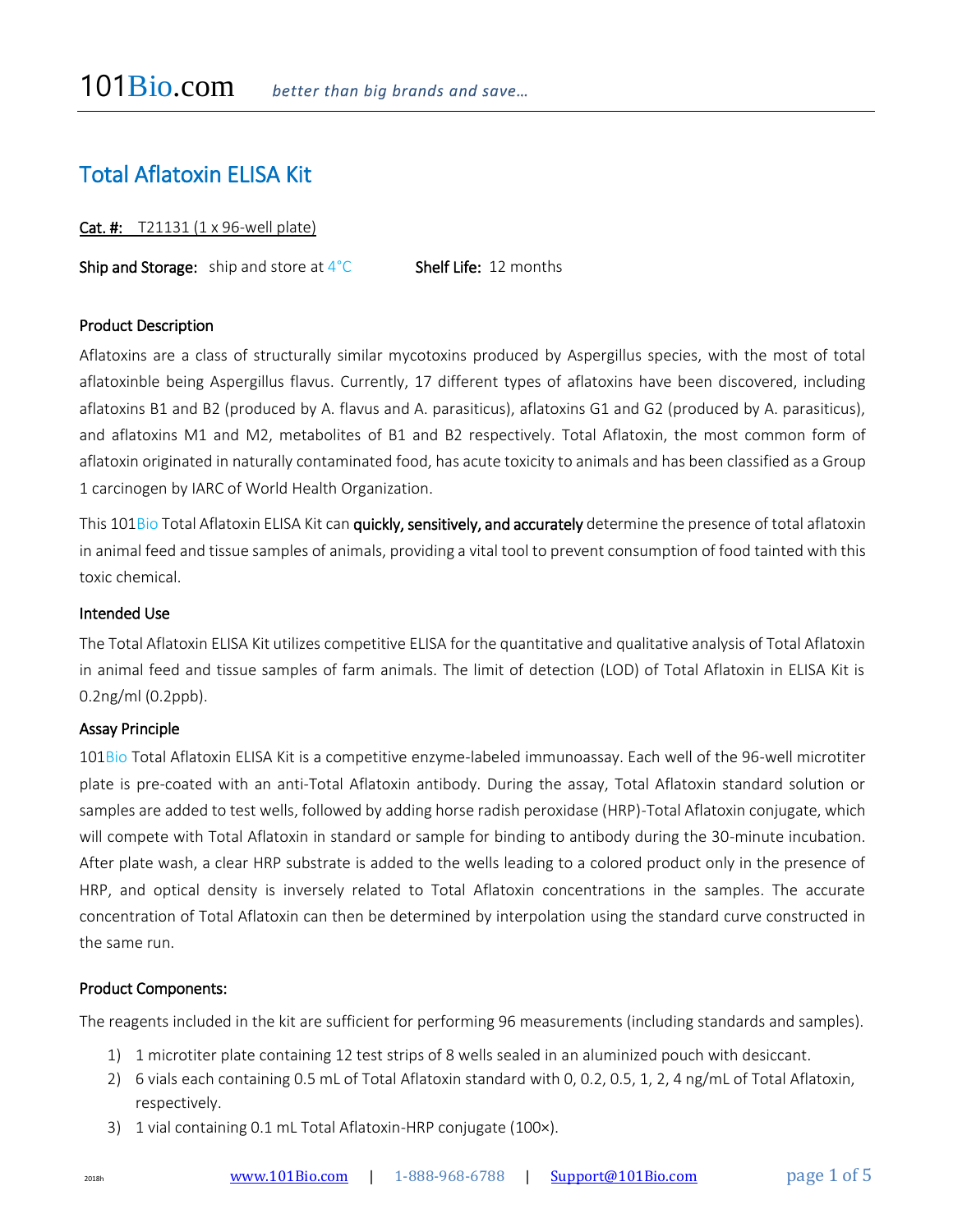# Total Aflatoxin ELISA Kit

**Cat. #:** T21131 (1 x 96-well plate)

**Ship and Storage:** ship and store at 4°C **Shelf Life:** 12 months

## Product Description

Aflatoxins are a class of structurally similar mycotoxins produced by Aspergillus species, with the most of total aflatoxinble being Aspergillus flavus. Currently, 17 different types of aflatoxins have been discovered, including aflatoxins B1 and B2 (produced by A. flavus and A. parasiticus), aflatoxins G1 and G2 (produced by A. parasiticus), and aflatoxins M1 and M2, metabolites of B1 and B2 respectively. Total Aflatoxin, the most common form of aflatoxin originated in naturally contaminated food, has acute toxicity to animals and has been classified as a Group 1 carcinogen by IARC of World Health Organization.

This 101Bio Total Aflatoxin ELISA Kit can **quickly, sensitively, and accurately** determine the presence of total aflatoxin in animal feed and tissue samples of animals, providing a vital tool to prevent consumption of food tainted with this toxic chemical.

## Intended Use

The Total Aflatoxin ELISA Kit utilizes competitive ELISA for the quantitative and qualitative analysis of Total Aflatoxin in animal feed and tissue samples of farm animals. The limit of detection (LOD) of Total Aflatoxin in ELISA Kit is 0.2ng/ml (0.2ppb).

## Assay Principle

101Bio Total Aflatoxin ELISA Kit is a competitive enzyme-labeled immunoassay. Each well of the 96-well microtiter plate is pre-coated with an anti-Total Aflatoxin antibody. During the assay, Total Aflatoxin standard solution or samples are added to test wells, followed by adding horse radish peroxidase (HRP)-Total Aflatoxin conjugate, which will compete with Total Aflatoxin in standard or sample for binding to antibody during the 30-minute incubation. After plate wash, a clear HRP substrate is added to the wells leading to a colored product only in the presence of HRP, and optical density is inversely related to Total Aflatoxin concentrations in the samples. The accurate concentration of Total Aflatoxin can then be determined by interpolation using the standard curve constructed in the same run.

## Product Components:

The reagents included in the kit are sufficient for performing 96 measurements (including standards and samples).

1) 1 microtiter plate containing 12 test strips of 8 wells sealed in an aluminized pouch with desiccant.
2) 6 vials each containing 0.5 mL of Total Aflatoxin standard with 0, 0.2, 0.5, 1, 2, 4 ng/mL of Total Aflatoxin, respectively.
3) 1 vial containing 0.1 mL Total Aflatoxin-HRP conjugate (100×).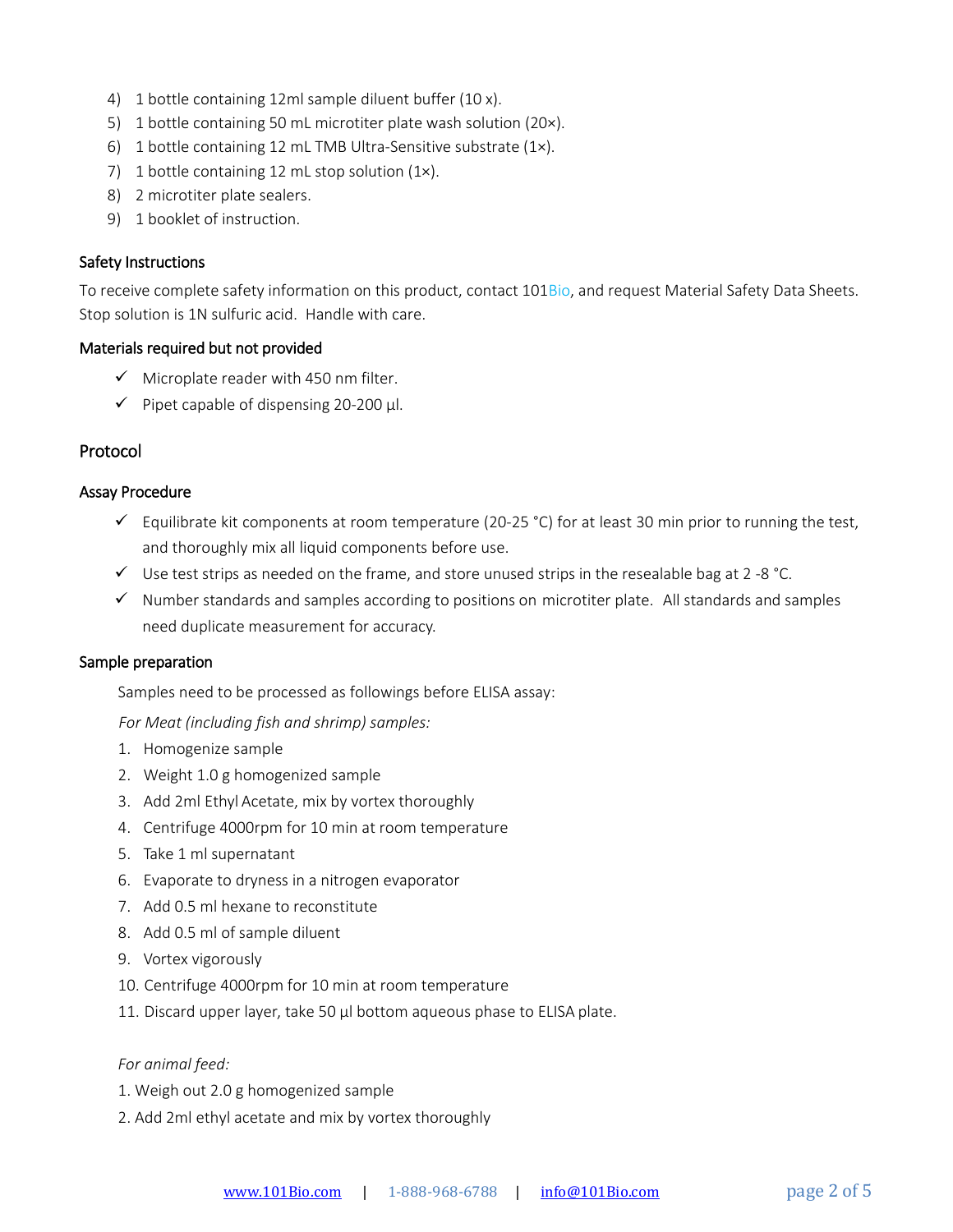4) 1 bottle containing 12ml sample diluent buffer (10 x).
5) 1 bottle containing 50 mL microtiter plate wash solution (20×).
6) 1 bottle containing 12 mL TMB Ultra-Sensitive substrate (1×).
7) 1 bottle containing 12 mL stop solution (1×).
8) 2 microtiter plate sealers.
9) 1 booklet of instruction.

### Safety Instructions

To receive complete safety information on this product, contact 101Bio, and request Material Safety Data Sheets. Stop solution is 1N sulfuric acid. Handle with care.

### Materials required but not provided

- ✓ Microplate reader with 450 nm filter.
- ✓ Pipet capable of dispensing 20-200 µl.

## Protocol

### Assay Procedure

- ✓ Equilibrate kit components at room temperature (20-25 °C) for at least 30 min prior to running the test, and thoroughly mix all liquid components before use.
- ✓ Use test strips as needed on the frame, and store unused strips in the resealable bag at 2 -8 °C.
- ✓ Number standards and samples according to positions on microtiter plate. All standards and samples need duplicate measurement for accuracy.

### Sample preparation

Samples need to be processed as followings before ELISA assay:

*For Meat (including fish and shrimp) samples:*

1. Homogenize sample
2. Weight 1.0 g homogenized sample
3. Add 2ml Ethyl Acetate, mix by vortex thoroughly
4. Centrifuge 4000rpm for 10 min at room temperature
5. Take 1 ml supernatant
6. Evaporate to dryness in a nitrogen evaporator
7. Add 0.5 ml hexane to reconstitute
8. Add 0.5 ml of sample diluent
9. Vortex vigorously
10. Centrifuge 4000rpm for 10 min at room temperature
11. Discard upper layer, take 50 µl bottom aqueous phase to ELISA plate.

*For animal feed:*

1. Weigh out 2.0 g homogenized sample
2. Add 2ml ethyl acetate and mix by vortex thoroughly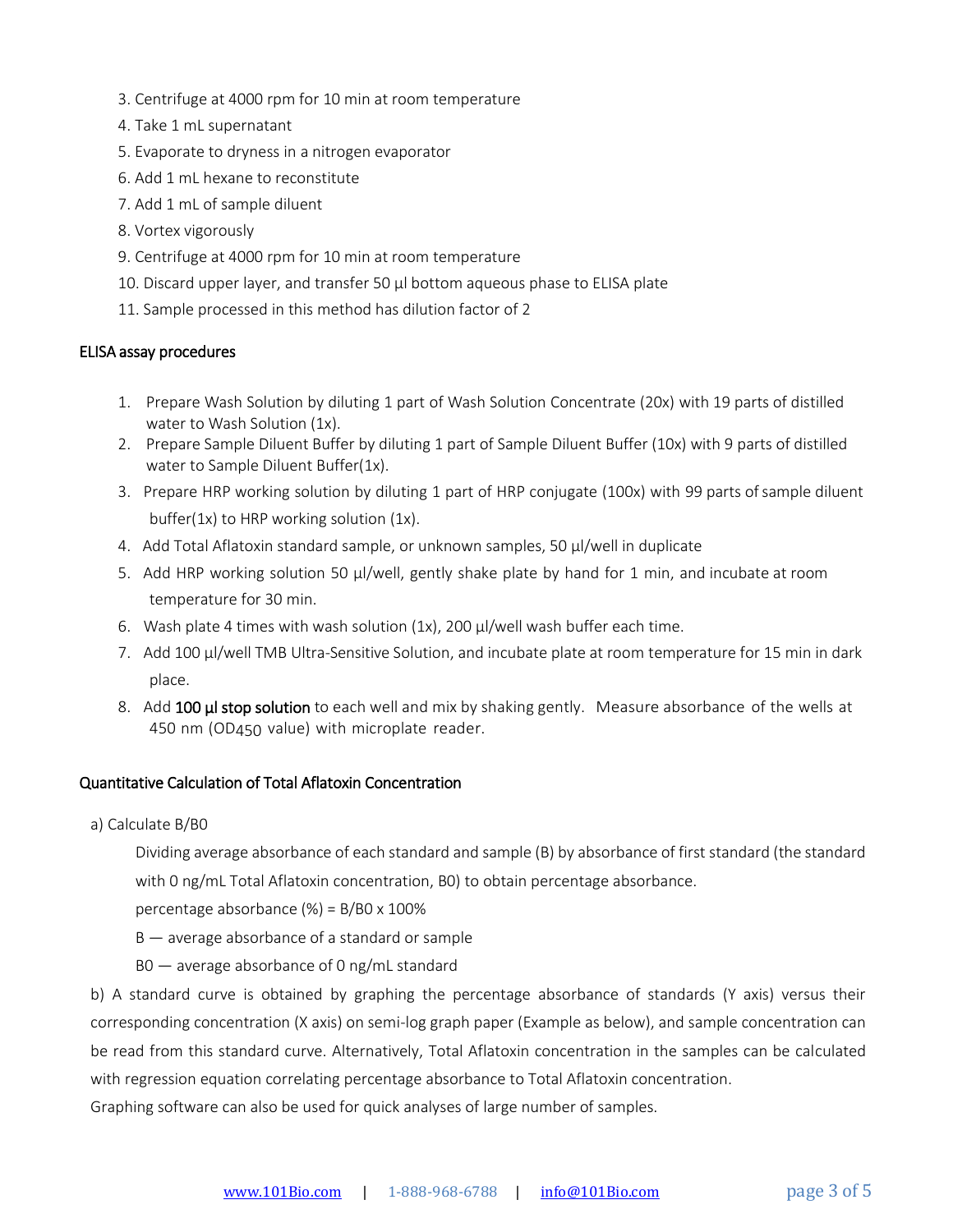3. Centrifuge at 4000 rpm for 10 min at room temperature
4. Take 1 mL supernatant
5. Evaporate to dryness in a nitrogen evaporator
6. Add 1 mL hexane to reconstitute
7. Add 1 mL of sample diluent
8. Vortex vigorously
9. Centrifuge at 4000 rpm for 10 min at room temperature
10. Discard upper layer, and transfer 50 µl bottom aqueous phase to ELISA plate
11. Sample processed in this method has dilution factor of 2

### ELISA assay procedures

1. Prepare Wash Solution by diluting 1 part of Wash Solution Concentrate (20x) with 19 parts of distilled water to Wash Solution (1x).
2. Prepare Sample Diluent Buffer by diluting 1 part of Sample Diluent Buffer (10x) with 9 parts of distilled water to Sample Diluent Buffer(1x).
3. Prepare HRP working solution by diluting 1 part of HRP conjugate (100x) with 99 parts of sample diluent buffer(1x) to HRP working solution (1x).
4. Add Total Aflatoxin standard sample, or unknown samples, 50 µl/well in duplicate
5. Add HRP working solution 50 µl/well, gently shake plate by hand for 1 min, and incubate at room temperature for 30 min.
6. Wash plate 4 times with wash solution (1x), 200 µl/well wash buffer each time.
7. Add 100 µl/well TMB Ultra-Sensitive Solution, and incubate plate at room temperature for 15 min in dark place.
8. Add **100 µl stop solution** to each well and mix by shaking gently. Measure absorbance of the wells at 450 nm ($OD_{450}$ value) with microplate reader.

### Quantitative Calculation of Total Aflatoxin Concentration

a) Calculate B/B0

Dividing average absorbance of each standard and sample (B) by absorbance of first standard (the standard with 0 ng/mL Total Aflatoxin concentration, B0) to obtain percentage absorbance.

percentage absorbance (%) = B/B0 x 100%

B — average absorbance of a standard or sample

B0 — average absorbance of 0 ng/mL standard

b) A standard curve is obtained by graphing the percentage absorbance of standards (Y axis) versus their corresponding concentration (X axis) on semi-log graph paper (Example as below), and sample concentration can be read from this standard curve. Alternatively, Total Aflatoxin concentration in the samples can be calculated with regression equation correlating percentage absorbance to Total Aflatoxin concentration.

Graphing software can also be used for quick analyses of large number of samples.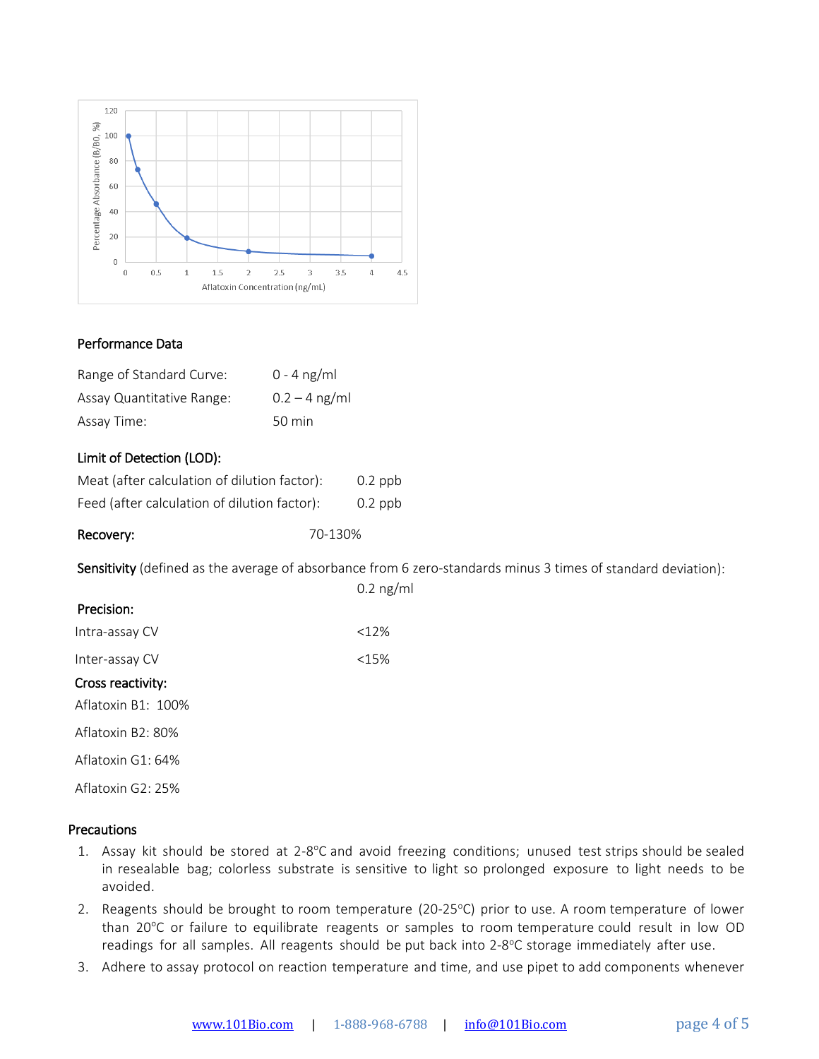Performance Data

| | |
|---|---|
| Range of Standard Curve: | 0 - 4 ng/ml |
| Assay Quantitative Range: | 0.2 – 4 ng/ml |
| Assay Time: | 50 min |

**Limit of Detection (LOD):**

| | |
|---|---|
| Meat (after calculation of dilution factor): | 0.2 ppb |
| Feed (after calculation of dilution factor): | 0.2 ppb |

**Recovery:** 70-130%

**Sensitivity** (defined as the average of absorbance from 6 zero-standards minus 3 times of standard deviation): 0.2 ng/ml

**Precision:**

| | |
|---|---|
| Intra-assay CV | <12% |
| Inter-assay CV | <15% |

**Cross reactivity:**

Aflatoxin B1: 100%

Aflatoxin B2: 80%

Aflatoxin G1: 64%

Aflatoxin G2: 25%

## Precautions

1. Assay kit should be stored at 2-8°C and avoid freezing conditions; unused test strips should be sealed in resealable bag; colorless substrate is sensitive to light so prolonged exposure to light needs to be avoided.
2. Reagents should be brought to room temperature (20-25°C) prior to use. A room temperature of lower than 20°C or failure to equilibrate reagents or samples to room temperature could result in low OD readings for all samples. All reagents should be put back into 2-8°C storage immediately after use.
3. Adhere to assay protocol on reaction temperature and time, and use pipet to add components whenever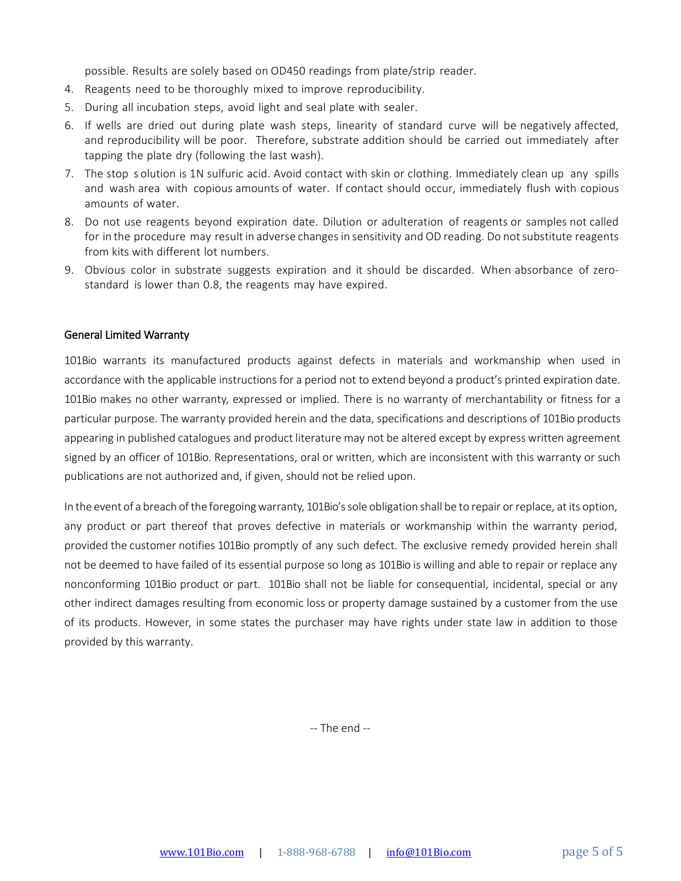possible. Results are solely based on OD450 readings from plate/strip reader.

4. Reagents need to be thoroughly mixed to improve reproducibility.
5. During all incubation steps, avoid light and seal plate with sealer.
6. If wells are dried out during plate wash steps, linearity of standard curve will be negatively affected, and reproducibility will be poor. Therefore, substrate addition should be carried out immediately after tapping the plate dry (following the last wash).
7. The stop s olution is 1N sulfuric acid. Avoid contact with skin or clothing. Immediately clean up any spills and wash area with copious amounts of water. If contact should occur, immediately flush with copious amounts of water.
8. Do not use reagents beyond expiration date. Dilution or adulteration of reagents or samples not called for in the procedure may result in adverse changes in sensitivity and OD reading. Do not substitute reagents from kits with different lot numbers.
9. Obvious color in substrate suggests expiration and it should be discarded. When absorbance of zero-standard is lower than 0.8, the reagents may have expired.

## General Limited Warranty

101Bio warrants its manufactured products against defects in materials and workmanship when used in accordance with the applicable instructions for a period not to extend beyond a product's printed expiration date. 101Bio makes no other warranty, expressed or implied. There is no warranty of merchantability or fitness for a particular purpose. The warranty provided herein and the data, specifications and descriptions of 101Bio products appearing in published catalogues and product literature may not be altered except by express written agreement signed by an officer of 101Bio. Representations, oral or written, which are inconsistent with this warranty or such publications are not authorized and, if given, should not be relied upon.

In the event of a breach of the foregoing warranty, 101Bio's sole obligation shall be to repair or replace, at its option, any product or part thereof that proves defective in materials or workmanship within the warranty period, provided the customer notifies 101Bio promptly of any such defect. The exclusive remedy provided herein shall not be deemed to have failed of its essential purpose so long as 101Bio is willing and able to repair or replace any nonconforming 101Bio product or part. 101Bio shall not be liable for consequential, incidental, special or any other indirect damages resulting from economic loss or property damage sustained by a customer from the use of its products. However, in some states the purchaser may have rights under state law in addition to those provided by this warranty.

-- The end --